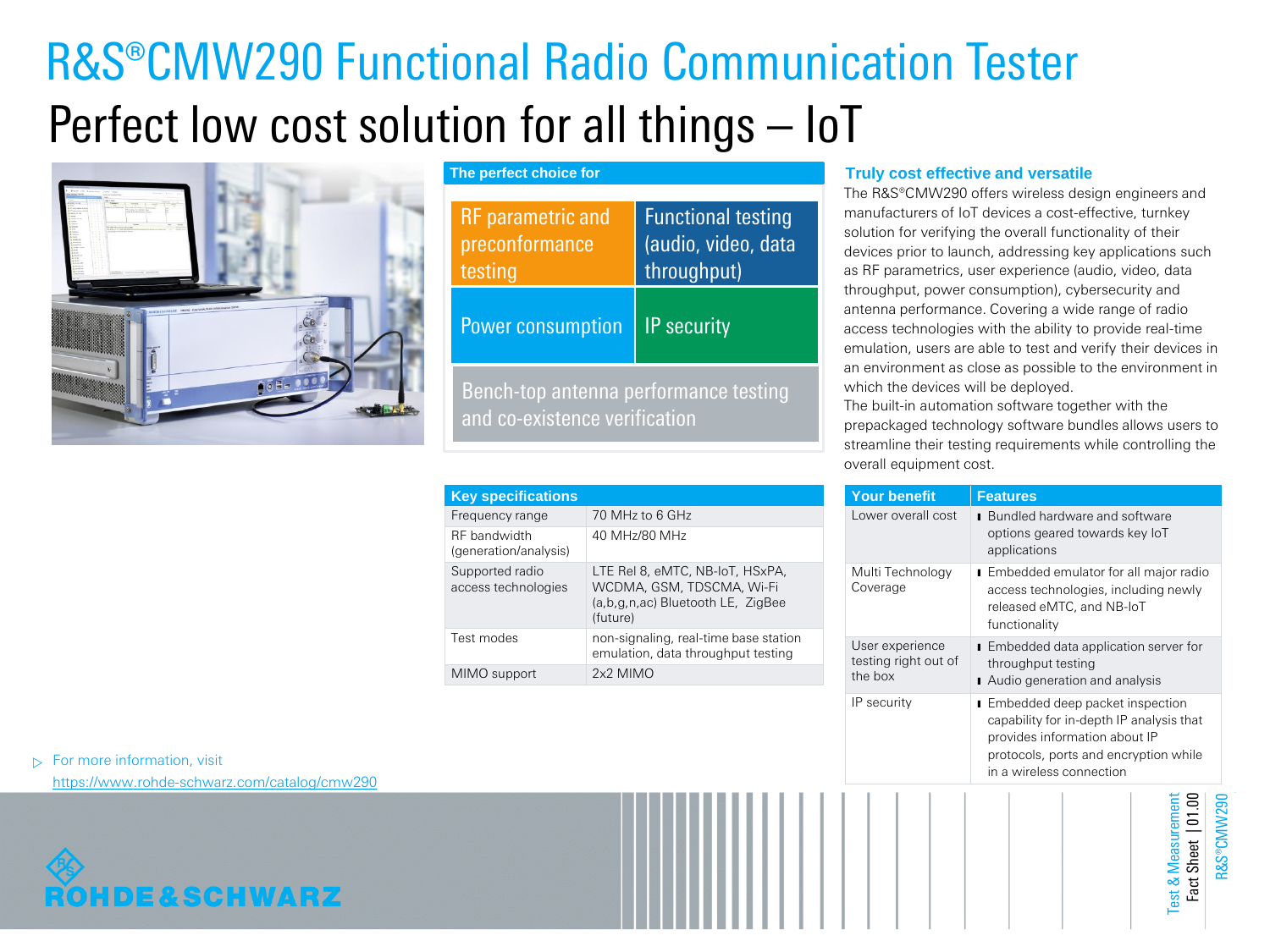# R&S®CMW290 Functional Radio Communication Tester

## Perfect low cost solution for all things – IoT

### The perfect choice for

- RF parametric and preconformance testing
- Functional testing (audio, video, data throughput)
- Power consumption
- IP security
- Bench-top antenna performance testing and co-existence verification

### Truly cost effective and versatile

The R&S®CMW290 offers wireless design engineers and manufacturers of IoT devices a cost-effective, turnkey solution for verifying the overall functionality of their devices prior to launch, addressing key applications such as RF parametrics, user experience (audio, video, data throughput, power consumption), cybersecurity and antenna performance. Covering a wide range of radio access technologies with the ability to provide real-time emulation, users are able to test and verify their devices in an environment as close as possible to the environment in which the devices will be deployed.

The built-in automation software together with the prepackaged technology software bundles allows users to streamline their testing requirements while controlling the overall equipment cost.

### Key specifications

| Key specifications | |
|---|---|
| Frequency range | 70 MHz to 6 GHz |
| RF bandwidth (generation/analysis) | 40 MHz/80 MHz |
| Supported radio access technologies | LTE Rel 8, eMTC, NB-IoT, HSxPA, WCDMA, GSM, TDSCMA, Wi-Fi (a,b,g,n,ac) Bluetooth LE, ZigBee (future) |
| Test modes | non-signaling, real-time base station emulation, data throughput testing |
| MIMO support | 2x2 MIMO |

| Your benefit | Features |
|---|---|
| Lower overall cost | ▪ Bundled hardware and software options geared towards key IoT applications |
| Multi Technology Coverage | ▪ Embedded emulator for all major radio access technologies, including newly released eMTC, and NB-IoT functionality |
| User experience testing right out of the box | ▪ Embedded data application server for throughput testing<br>▪ Audio generation and analysis |
| IP security | ▪ Embedded deep packet inspection capability for in-depth IP analysis that provides information about IP protocols, ports and encryption while in a wireless connection |

▷ For more information, visit
https://www.rohde-schwarz.com/catalog/cmw290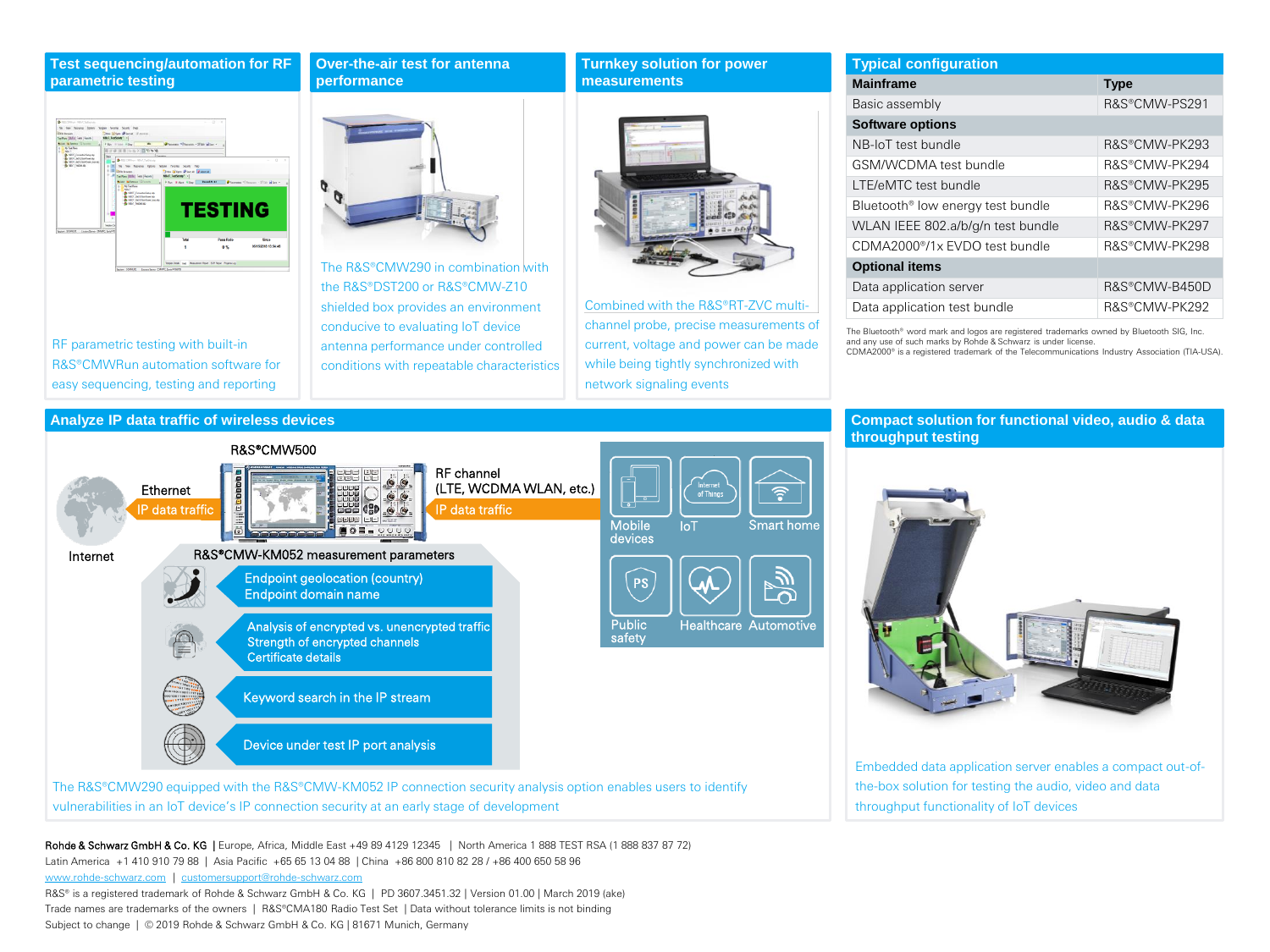## Test sequencing/automation for RF parametric testing

RF parametric testing with built-in R&S®CMWRun automation software for easy sequencing, testing and reporting

## Over-the-air test for antenna performance

The R&S®CMW290 in combination with the R&S®DST200 or R&S®CMW-Z10 shielded box provides an environment conducive to evaluating IoT device antenna performance under controlled conditions with repeatable characteristics

## Turnkey solution for power measurements

Combined with the R&S®RT-ZVC multi-channel probe, precise measurements of current, voltage and power can be made while being tightly synchronized with network signaling events

## Typical configuration

| Mainframe | Type |
|---|---|
| Basic assembly | R&S®CMW-PS291 |
| **Software options** | |
| NB-IoT test bundle | R&S®CMW-PK293 |
| GSM/WCDMA test bundle | R&S®CMW-PK294 |
| LTE/eMTC test bundle | R&S®CMW-PK295 |
| Bluetooth® low energy test bundle | R&S®CMW-PK296 |
| WLAN IEEE 802.a/b/g/n test bundle | R&S®CMW-PK297 |
| CDMA2000®/1x EVDO test bundle | R&S®CMW-PK298 |
| **Optional items** | |
| Data application server | R&S®CMW-B450D |
| Data application test bundle | R&S®CMW-PK292 |

The Bluetooth® word mark and logos are registered trademarks owned by Bluetooth SIG, Inc. and any use of such marks by Rohde & Schwarz is under license.
CDMA2000® is a registered trademark of the Telecommunications Industry Association (TIA-USA).

## Analyze IP data traffic of wireless devices

R&S®CMW500

Internet

Ethernet

IP data traffic

RF channel
(LTE, WCDMA WLAN, etc.)

IP data traffic

Mobile devices | IoT | Smart home | Public safety | Healthcare | Automotive

R&S®CMW-KM052 measurement parameters

- Endpoint geolocation (country)
  Endpoint domain name
- Analysis of encrypted vs. unencrypted traffic
  Strength of encrypted channels
  Certificate details
- Keyword search in the IP stream
- Device under test IP port analysis

The R&S®CMW290 equipped with the R&S®CMW-KM052 IP connection security analysis option enables users to identify vulnerabilities in an IoT device's IP connection security at an early stage of development

## Compact solution for functional video, audio & data throughput testing

Embedded data application server enables a compact out-of-the-box solution for testing the audio, video and data throughput functionality of IoT devices

**Rohde & Schwarz GmbH & Co. KG** | Europe, Africa, Middle East +49 89 4129 12345 | North America 1 888 TEST RSA (1 888 837 87 72)
Latin America +1 410 910 79 88 | Asia Pacific +65 65 13 04 88 | China +86 800 810 82 28 / +86 400 650 58 96
www.rohde-schwarz.com | customersupport@rohde-schwarz.com
R&S® is a registered trademark of Rohde & Schwarz GmbH & Co. KG | PD 3607.3451.32 | Version 01.00 | March 2019 (ake)
Trade names are trademarks of the owners | R&S®CMA180 Radio Test Set | Data without tolerance limits is not binding
Subject to change | © 2019 Rohde & Schwarz GmbH & Co. KG | 81671 Munich, Germany